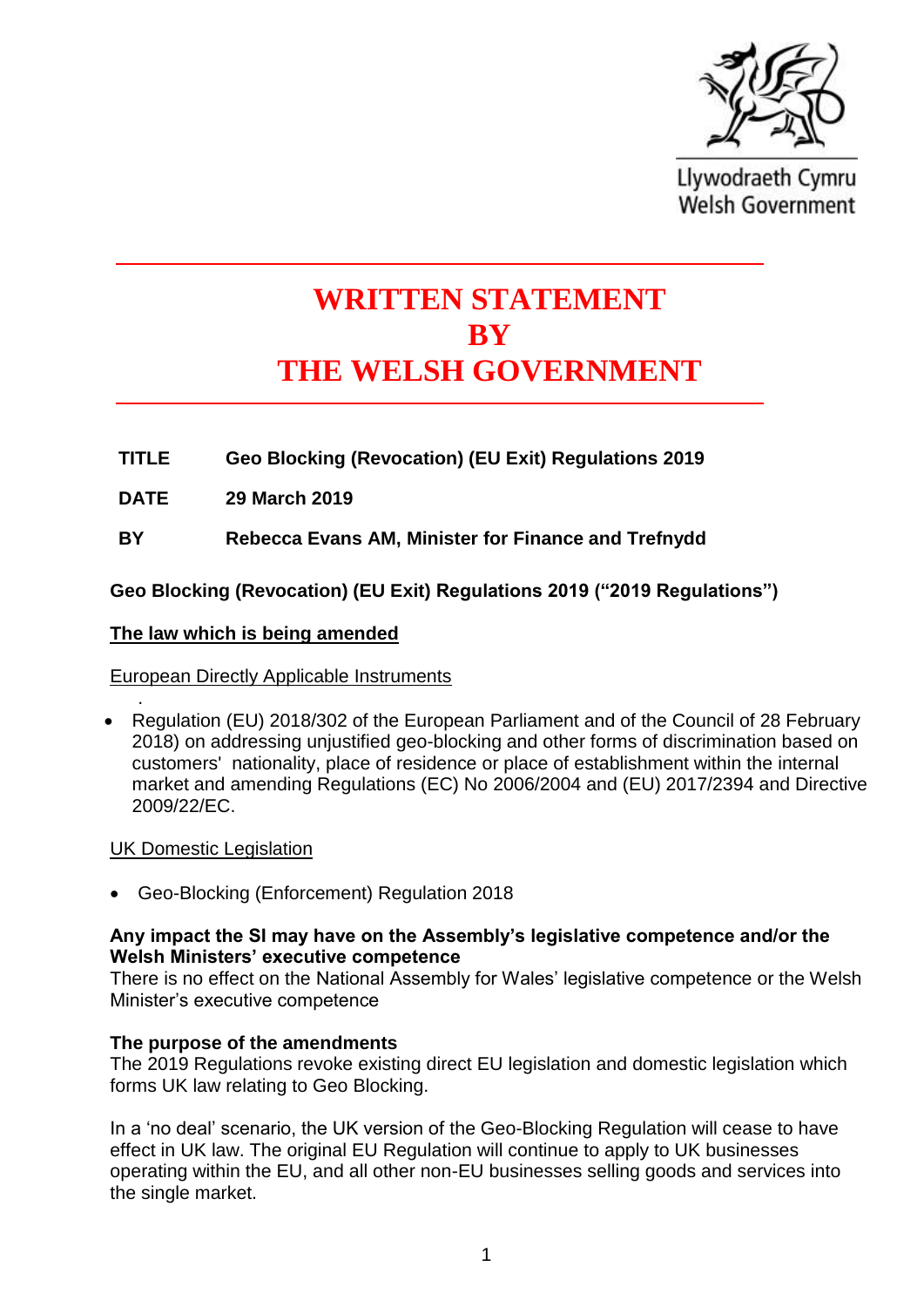Llywodraeth Cymru
Welsh Government

# WRITTEN STATEMENT BY THE WELSH GOVERNMENT

| | |
|---|---|
| **TITLE** | **Geo Blocking (Revocation) (EU Exit) Regulations 2019** |
| **DATE** | **29 March 2019** |
| **BY** | **Rebecca Evans AM, Minister for Finance and Trefnydd** |

**Geo Blocking (Revocation) (EU Exit) Regulations 2019 ("2019 Regulations")**

**The law which is being amended**

European Directly Applicable Instruments

- Regulation (EU) 2018/302 of the European Parliament and of the Council of 28 February 2018) on addressing unjustified geo-blocking and other forms of discrimination based on customers' nationality, place of residence or place of establishment within the internal market and amending Regulations (EC) No 2006/2004 and (EU) 2017/2394 and Directive 2009/22/EC.

UK Domestic Legislation

- Geo-Blocking (Enforcement) Regulation 2018

**Any impact the SI may have on the Assembly's legislative competence and/or the Welsh Ministers' executive competence**

There is no effect on the National Assembly for Wales' legislative competence or the Welsh Minister's executive competence

**The purpose of the amendments**

The 2019 Regulations revoke existing direct EU legislation and domestic legislation which forms UK law relating to Geo Blocking.

In a 'no deal' scenario, the UK version of the Geo-Blocking Regulation will cease to have effect in UK law. The original EU Regulation will continue to apply to UK businesses operating within the EU, and all other non-EU businesses selling goods and services into the single market.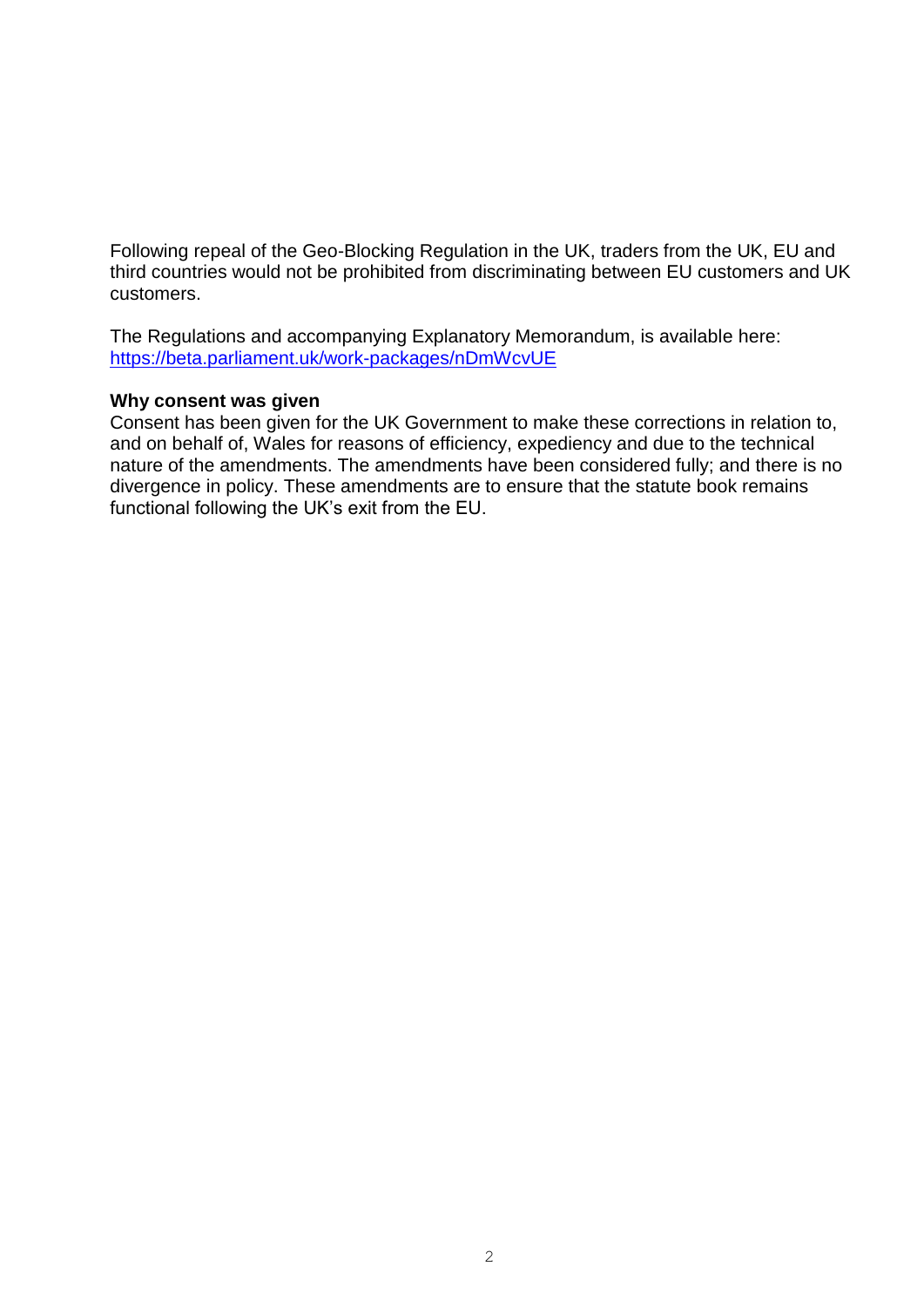Following repeal of the Geo-Blocking Regulation in the UK, traders from the UK, EU and third countries would not be prohibited from discriminating between EU customers and UK customers.

The Regulations and accompanying Explanatory Memorandum, is available here: [https://beta.parliament.uk/work-packages/nDmWcvUE](https://beta.parliament.uk/work-packages/nDmWcvUE)

**Why consent was given**

Consent has been given for the UK Government to make these corrections in relation to, and on behalf of, Wales for reasons of efficiency, expediency and due to the technical nature of the amendments. The amendments have been considered fully; and there is no divergence in policy. These amendments are to ensure that the statute book remains functional following the UK's exit from the EU.